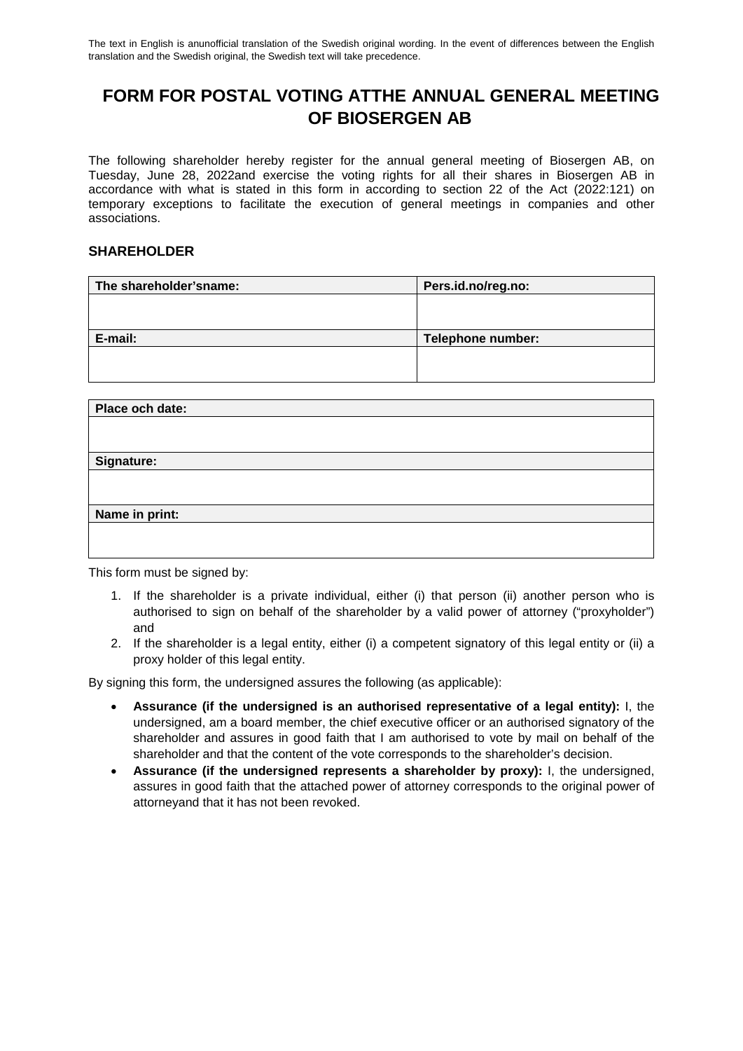The text in English is anunofficial translation of the Swedish original wording. In the event of differences between the English translation and the Swedish original, the Swedish text will take precedence.

# FORM FOR POSTAL VOTING ATTHE ANNUAL GENERAL MEETING OF BIOSERGEN AB

The following shareholder hereby register for the annual general meeting of Biosergen AB, on Tuesday, June 28, 2022and exercise the voting rights for all their shares in Biosergen AB in accordance with what is stated in this form in according to section 22 of the Act (2022:121) on temporary exceptions to facilitate the execution of general meetings in companies and other associations.

### SHAREHOLDER

| The shareholder'sname: | Pers.id.no/reg.no: |
|---|---|
| | |
| **E-mail:** | **Telephone number:** |
| | |

| Place och date: |
|---|
| |
| **Signature:** |
| |
| **Name in print:** |
| |

This form must be signed by:

1. If the shareholder is a private individual, either (i) that person (ii) another person who is authorised to sign on behalf of the shareholder by a valid power of attorney ("proxyholder") and
2. If the shareholder is a legal entity, either (i) a competent signatory of this legal entity or (ii) a proxy holder of this legal entity.

By signing this form, the undersigned assures the following (as applicable):

- **Assurance (if the undersigned is an authorised representative of a legal entity):** I, the undersigned, am a board member, the chief executive officer or an authorised signatory of the shareholder and assures in good faith that I am authorised to vote by mail on behalf of the shareholder and that the content of the vote corresponds to the shareholder's decision.
- **Assurance (if the undersigned represents a shareholder by proxy):** I, the undersigned, assures in good faith that the attached power of attorney corresponds to the original power of attorneyand that it has not been revoked.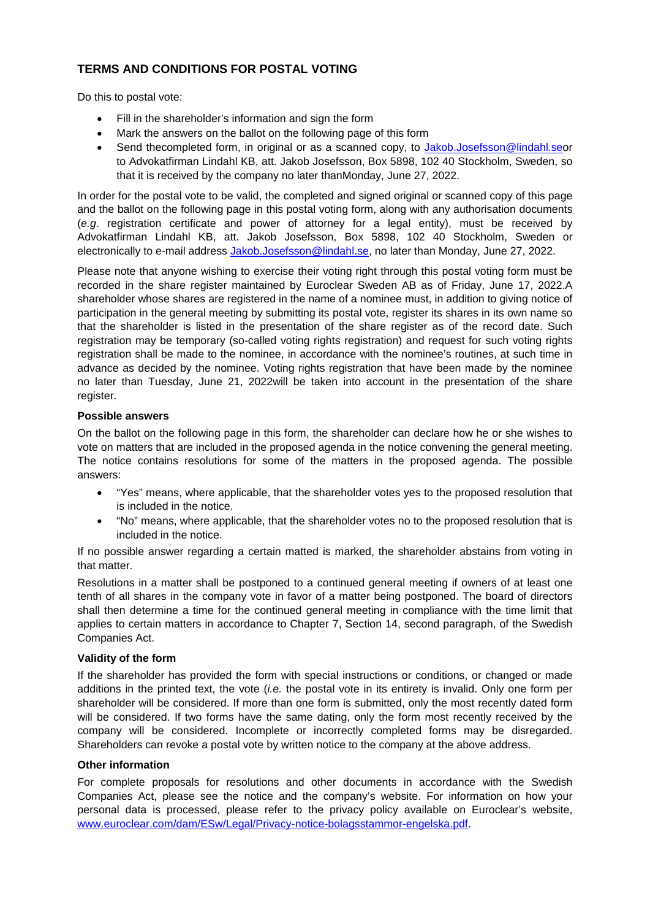## TERMS AND CONDITIONS FOR POSTAL VOTING

Do this to postal vote:

- Fill in the shareholder's information and sign the form
- Mark the answers on the ballot on the following page of this form
- Send thecompleted form, in original or as a scanned copy, to Jakob.Josefsson@lindahl.seor to Advokatfirman Lindahl KB, att. Jakob Josefsson, Box 5898, 102 40 Stockholm, Sweden, so that it is received by the company no later thanMonday, June 27, 2022.

In order for the postal vote to be valid, the completed and signed original or scanned copy of this page and the ballot on the following page in this postal voting form, along with any authorisation documents (*e.g*. registration certificate and power of attorney for a legal entity), must be received by Advokatfirman Lindahl KB, att. Jakob Josefsson, Box 5898, 102 40 Stockholm, Sweden or electronically to e-mail address Jakob.Josefsson@lindahl.se, no later than Monday, June 27, 2022.

Please note that anyone wishing to exercise their voting right through this postal voting form must be recorded in the share register maintained by Euroclear Sweden AB as of Friday, June 17, 2022.A shareholder whose shares are registered in the name of a nominee must, in addition to giving notice of participation in the general meeting by submitting its postal vote, register its shares in its own name so that the shareholder is listed in the presentation of the share register as of the record date. Such registration may be temporary (so-called voting rights registration) and request for such voting rights registration shall be made to the nominee, in accordance with the nominee's routines, at such time in advance as decided by the nominee. Voting rights registration that have been made by the nominee no later than Tuesday, June 21, 2022will be taken into account in the presentation of the share register.

**Possible answers**

On the ballot on the following page in this form, the shareholder can declare how he or she wishes to vote on matters that are included in the proposed agenda in the notice convening the general meeting. The notice contains resolutions for some of the matters in the proposed agenda. The possible answers:

- "Yes" means, where applicable, that the shareholder votes yes to the proposed resolution that is included in the notice.
- "No" means, where applicable, that the shareholder votes no to the proposed resolution that is included in the notice.

If no possible answer regarding a certain matted is marked, the shareholder abstains from voting in that matter.

Resolutions in a matter shall be postponed to a continued general meeting if owners of at least one tenth of all shares in the company vote in favor of a matter being postponed. The board of directors shall then determine a time for the continued general meeting in compliance with the time limit that applies to certain matters in accordance to Chapter 7, Section 14, second paragraph, of the Swedish Companies Act.

**Validity of the form**

If the shareholder has provided the form with special instructions or conditions, or changed or made additions in the printed text, the vote (*i.e.* the postal vote in its entirety is invalid. Only one form per shareholder will be considered. If more than one form is submitted, only the most recently dated form will be considered. If two forms have the same dating, only the form most recently received by the company will be considered. Incomplete or incorrectly completed forms may be disregarded. Shareholders can revoke a postal vote by written notice to the company at the above address.

**Other information**

For complete proposals for resolutions and other documents in accordance with the Swedish Companies Act, please see the notice and the company's website. For information on how your personal data is processed, please refer to the privacy policy available on Euroclear's website, www.euroclear.com/dam/ESw/Legal/Privacy-notice-bolagsstammor-engelska.pdf.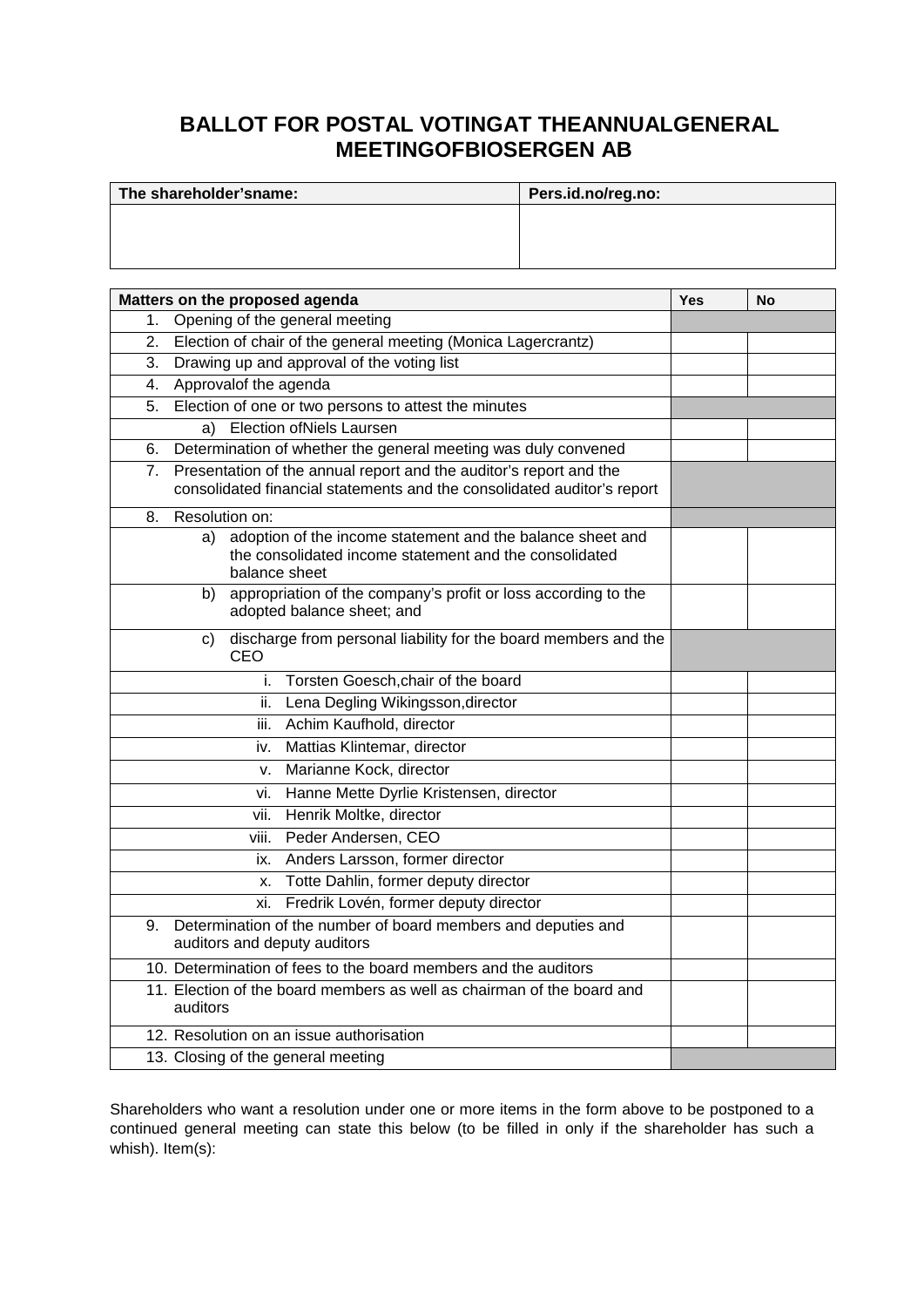# BALLOT FOR POSTAL VOTINGAT THEANNUALGENERAL MEETINGOFBIOSERGEN AB

| The shareholder'sname: | Pers.id.no/reg.no: |
|---|---|
| | |

| Matters on the proposed agenda | Yes | No |
|---|---|---|
| 1. Opening of the general meeting | | |
| 2. Election of chair of the general meeting (Monica Lagercrantz) | | |
| 3. Drawing up and approval of the voting list | | |
| 4. Approvalof the agenda | | |
| 5. Election of one or two persons to attest the minutes | | |
| a) Election ofNiels Laursen | | |
| 6. Determination of whether the general meeting was duly convened | | |
| 7. Presentation of the annual report and the auditor's report and the consolidated financial statements and the consolidated auditor's report | | |
| 8. Resolution on: | | |
| a) adoption of the income statement and the balance sheet and the consolidated income statement and the consolidated balance sheet | | |
| b) appropriation of the company's profit or loss according to the adopted balance sheet; and | | |
| c) discharge from personal liability for the board members and the CEO | | |
| i. Torsten Goesch,chair of the board | | |
| ii. Lena Degling Wikingsson,director | | |
| iii. Achim Kaufhold, director | | |
| iv. Mattias Klintemar, director | | |
| v. Marianne Kock, director | | |
| vi. Hanne Mette Dyrlie Kristensen, director | | |
| vii. Henrik Moltke, director | | |
| viii. Peder Andersen, CEO | | |
| ix. Anders Larsson, former director | | |
| x. Totte Dahlin, former deputy director | | |
| xi. Fredrik Lovén, former deputy director | | |
| 9. Determination of the number of board members and deputies and auditors and deputy auditors | | |
| 10. Determination of fees to the board members and the auditors | | |
| 11. Election of the board members as well as chairman of the board and auditors | | |
| 12. Resolution on an issue authorisation | | |
| 13. Closing of the general meeting | | |

Shareholders who want a resolution under one or more items in the form above to be postponed to a continued general meeting can state this below (to be filled in only if the shareholder has such a whish). Item(s):